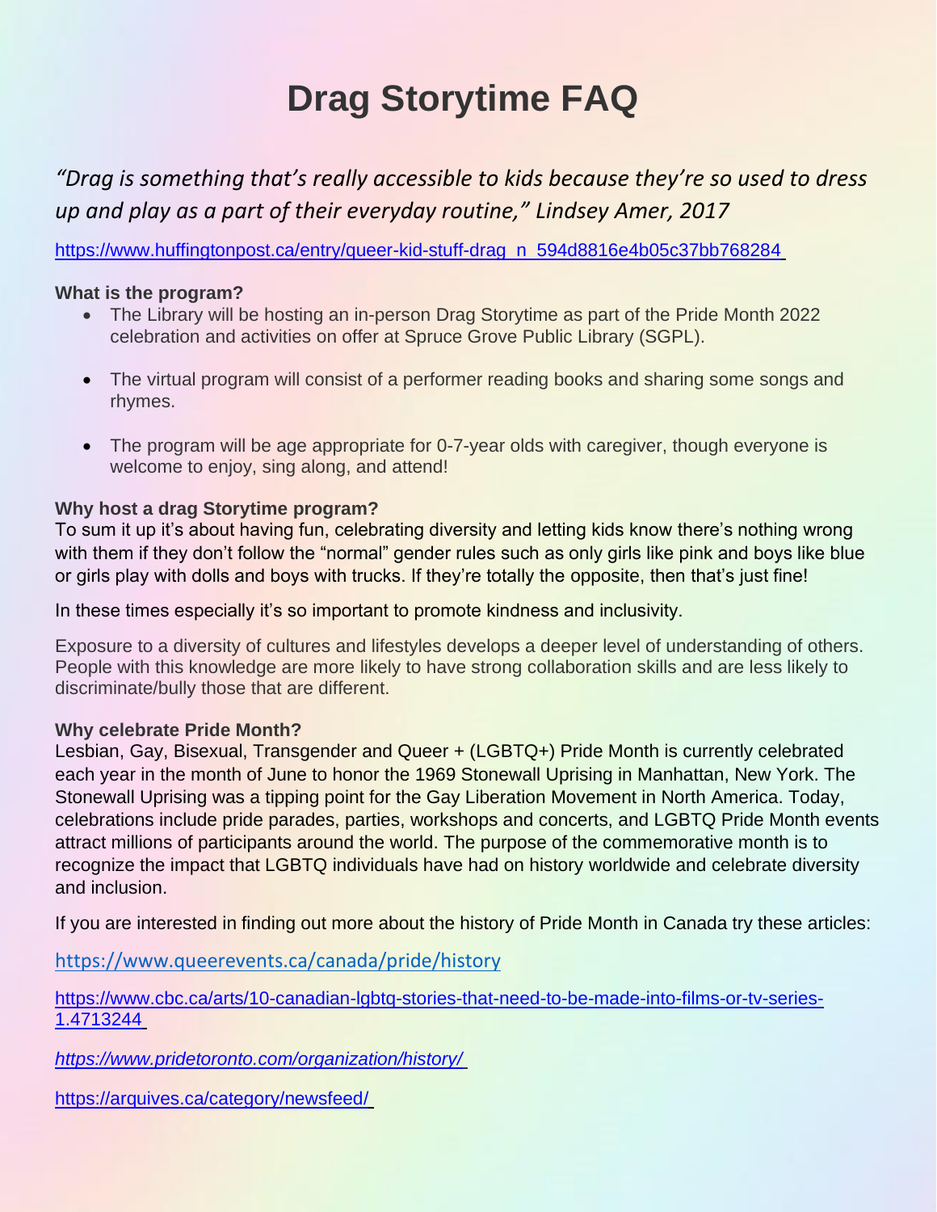# Drag Storytime FAQ

*"Drag is something that's really accessible to kids because they're so used to dress up and play as a part of their everyday routine," Lindsey Amer, 2017*

https://www.huffingtonpost.ca/entry/queer-kid-stuff-drag_n_594d8816e4b05c37bb768284

**What is the program?**

- The Library will be hosting an in-person Drag Storytime as part of the Pride Month 2022 celebration and activities on offer at Spruce Grove Public Library (SGPL).
- The virtual program will consist of a performer reading books and sharing some songs and rhymes.
- The program will be age appropriate for 0-7-year olds with caregiver, though everyone is welcome to enjoy, sing along, and attend!

**Why host a drag Storytime program?**

To sum it up it's about having fun, celebrating diversity and letting kids know there's nothing wrong with them if they don't follow the "normal" gender rules such as only girls like pink and boys like blue or girls play with dolls and boys with trucks. If they're totally the opposite, then that's just fine!

In these times especially it's so important to promote kindness and inclusivity.

Exposure to a diversity of cultures and lifestyles develops a deeper level of understanding of others. People with this knowledge are more likely to have strong collaboration skills and are less likely to discriminate/bully those that are different.

**Why celebrate Pride Month?**

Lesbian, Gay, Bisexual, Transgender and Queer + (LGBTQ+) Pride Month is currently celebrated each year in the month of June to honor the 1969 Stonewall Uprising in Manhattan, New York. The Stonewall Uprising was a tipping point for the Gay Liberation Movement in North America. Today, celebrations include pride parades, parties, workshops and concerts, and LGBTQ Pride Month events attract millions of participants around the world. The purpose of the commemorative month is to recognize the impact that LGBTQ individuals have had on history worldwide and celebrate diversity and inclusion.

If you are interested in finding out more about the history of Pride Month in Canada try these articles:

https://www.queerevents.ca/canada/pride/history

https://www.cbc.ca/arts/10-canadian-lgbtq-stories-that-need-to-be-made-into-films-or-tv-series-1.4713244

*https://www.pridetoronto.com/organization/history/*

https://arquives.ca/category/newsfeed/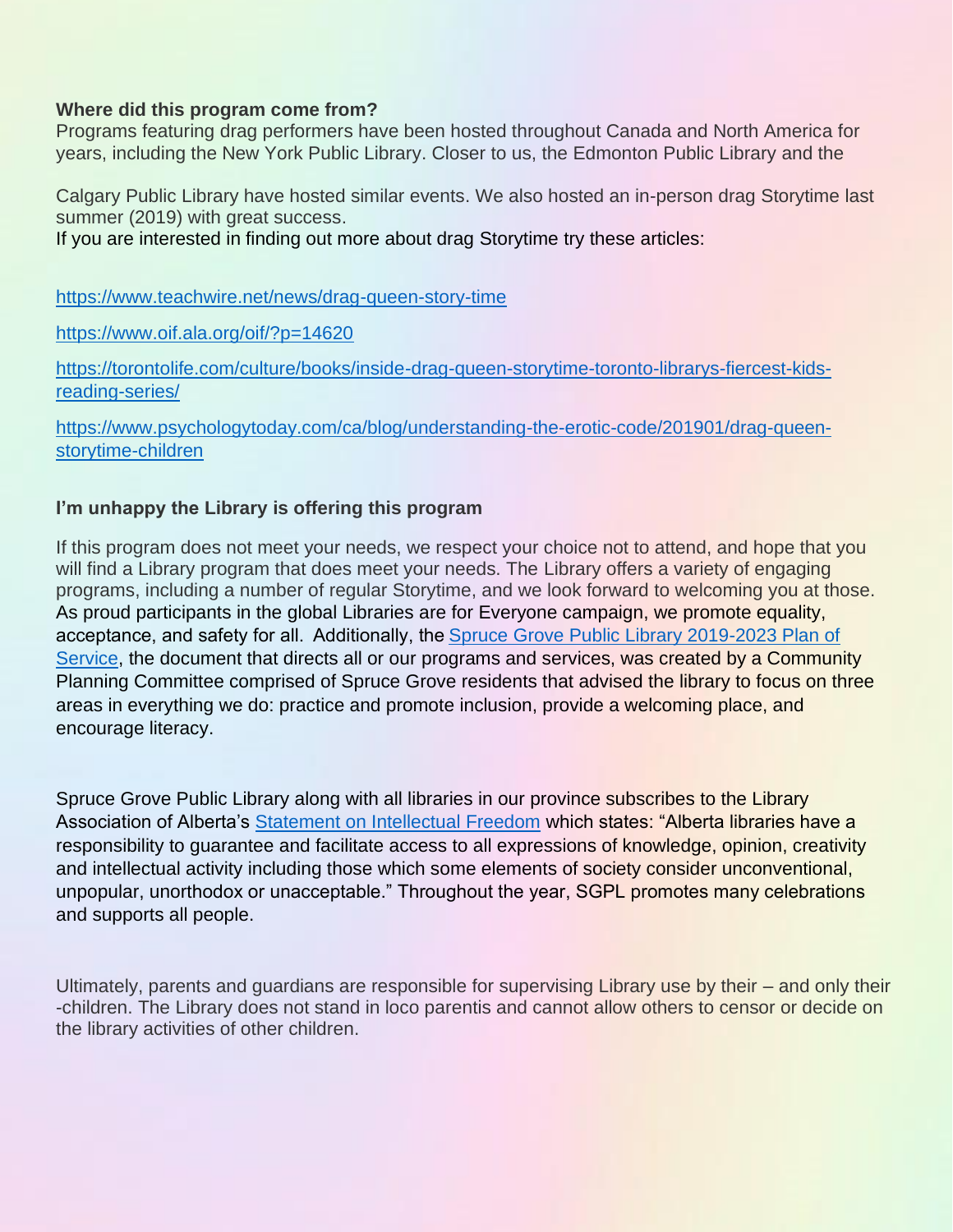**Where did this program come from?**

Programs featuring drag performers have been hosted throughout Canada and North America for years, including the New York Public Library. Closer to us, the Edmonton Public Library and the Calgary Public Library have hosted similar events. We also hosted an in-person drag Storytime last summer (2019) with great success.

If you are interested in finding out more about drag Storytime try these articles:

https://www.teachwire.net/news/drag-queen-story-time

https://www.oif.ala.org/oif/?p=14620

https://torontolife.com/culture/books/inside-drag-queen-storytime-toronto-librarys-fiercest-kids-reading-series/

https://www.psychologytoday.com/ca/blog/understanding-the-erotic-code/201901/drag-queen-storytime-children

**I'm unhappy the Library is offering this program**

If this program does not meet your needs, we respect your choice not to attend, and hope that you will find a Library program that does meet your needs. The Library offers a variety of engaging programs, including a number of regular Storytime, and we look forward to welcoming you at those. As proud participants in the global Libraries are for Everyone campaign, we promote equality, acceptance, and safety for all. Additionally, the Spruce Grove Public Library 2019-2023 Plan of Service, the document that directs all or our programs and services, was created by a Community Planning Committee comprised of Spruce Grove residents that advised the library to focus on three areas in everything we do: practice and promote inclusion, provide a welcoming place, and encourage literacy.

Spruce Grove Public Library along with all libraries in our province subscribes to the Library Association of Alberta's Statement on Intellectual Freedom which states: "Alberta libraries have a responsibility to guarantee and facilitate access to all expressions of knowledge, opinion, creativity and intellectual activity including those which some elements of society consider unconventional, unpopular, unorthodox or unacceptable." Throughout the year, SGPL promotes many celebrations and supports all people.

Ultimately, parents and guardians are responsible for supervising Library use by their – and only their -children. The Library does not stand in loco parentis and cannot allow others to censor or decide on the library activities of other children.